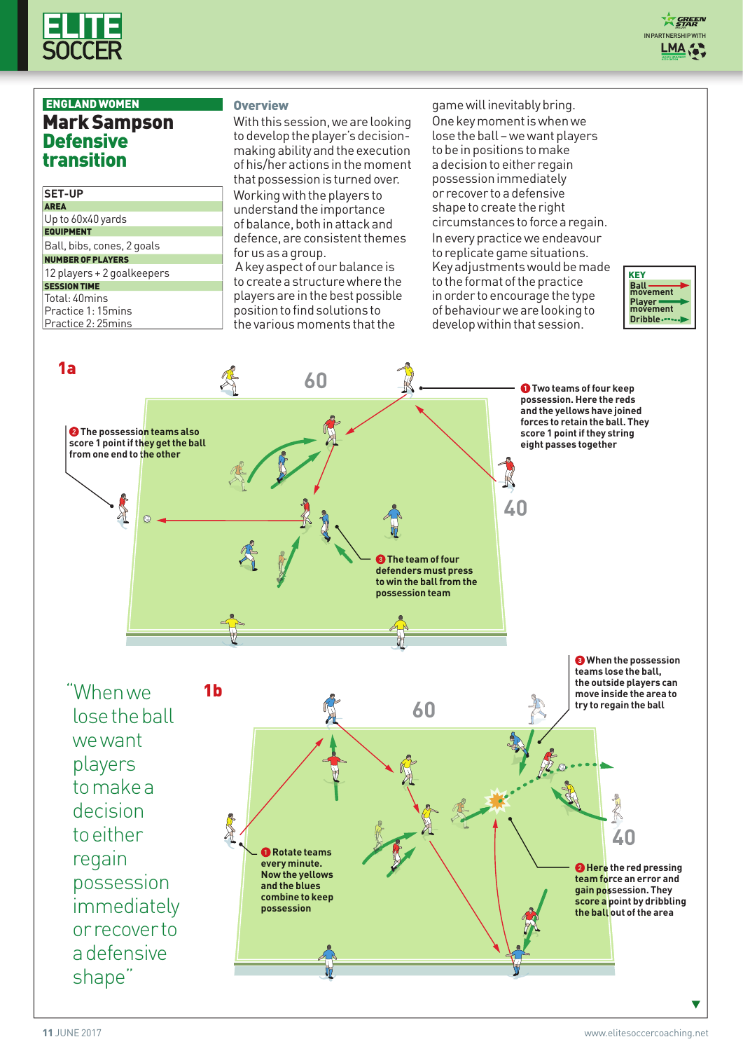ENGLAND WOMEN

# Mark Sampson Defensive transition

| SET-UP | |
|---|---|
| **AREA** | Up to 60x40 yards |
| **EQUIPMENT** | Ball, bibs, cones, 2 goals |
| **NUMBER OF PLAYERS** | 12 players + 2 goalkeepers |
| **SESSION TIME** | Total: 40mins<br>Practice 1: 15mins<br>Practice 2: 25mins |

## Overview

With this session, we are looking to develop the player's decision-making ability and the execution of his/her actions in the moment that possession is turned over.

Working with the players to understand the importance of balance, both in attack and defence, are consistent themes for us as a group.

A key aspect of our balance is to create a structure where the players are in the best possible position to find solutions to the various moments that the game will inevitably bring.

One key moment is when we lose the ball – we want players to be in positions to make a decision to either regain possession immediately or recover to a defensive shape to create the right circumstances to force a regain.

In every practice we endeavour to replicate game situations. Key adjustments would be made to the format of the practice in order to encourage the type of behaviour we are looking to develop within that session.

**KEY**
- Ball movement
- Player movement
- Dribble

**1a**

60 / 40

1. **Two teams of four keep possession. Here the reds and the yellows have joined forces to retain the ball. They score 1 point if they string eight passes together**
2. **The possession teams also score 1 point if they get the ball from one end to the other**
3. **The team of four defenders must press to win the ball from the possession team**

> "When we lose the ball we want players to make a decision to either regain possession immediately or recover to a defensive shape"

**1b**

60 / 40

1. **Rotate teams every minute. Now the yellows and the blues combine to keep possession**
2. **Here the red pressing team force an error and gain possession. They score a point by dribbling the ball out of the area**
3. **When the possession teams lose the ball, the outside players can move inside the area to try to regain the ball**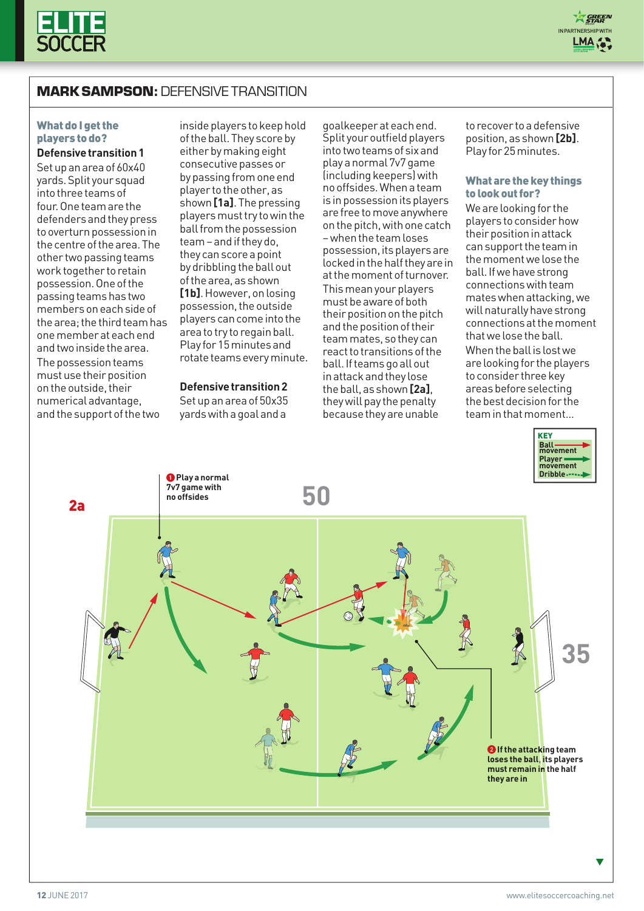## MARK SAMPSON: DEFENSIVE TRANSITION

### What do I get the players to do?

**Defensive transition 1**

Set up an area of 60x40 yards. Split your squad into three teams of four. One team are the defenders and they press to overturn possession in the centre of the area. The other two passing teams work together to retain possession. One of the passing teams has two members on each side of the area; the third team has one member at each end and two inside the area.

The possession teams must use their position on the outside, their numerical advantage, and the support of the two inside players to keep hold of the ball. They score by either by making eight consecutive passes or by passing from one end player to the other, as shown **[1a]**. The pressing players must try to win the ball from the possession team – and if they do, they can score a point by dribbling the ball out of the area, as shown **[1b]**. However, on losing possession, the outside players can come into the area to try to regain ball. Play for 15 minutes and rotate teams every minute.

**Defensive transition 2**

Set up an area of 50x35 yards with a goal and a goalkeeper at each end. Split your outfield players into two teams of six and play a normal 7v7 game (including keepers) with no offsides. When a team is in possession its players are free to move anywhere on the pitch, with one catch – when the team loses possession, its players are locked in the half they are in at the moment of turnover.

This mean your players must be aware of both their position on the pitch and the position of their team mates, so they can react to transitions of the ball. If teams go all out in attack and they lose the ball, as shown **[2a]**, they will pay the penalty because they are unable to recover to a defensive position, as shown **[2b]**. Play for 25 minutes.

### What are the key things to look out for?

We are looking for the players to consider how their position in attack can support the team in the moment we lose the ball. If we have strong connections with team mates when attacking, we will naturally have strong connections at the moment that we lose the ball.

When the ball is lost we are looking for the players to consider three key areas before selecting the best decision for the team in that moment...

**2a**

1 Play a normal 7v7 game with no offsides

2 If the attacking team loses the ball, its players must remain in the half they are in

50

35

KEY: Ball movement; Player movement; Dribble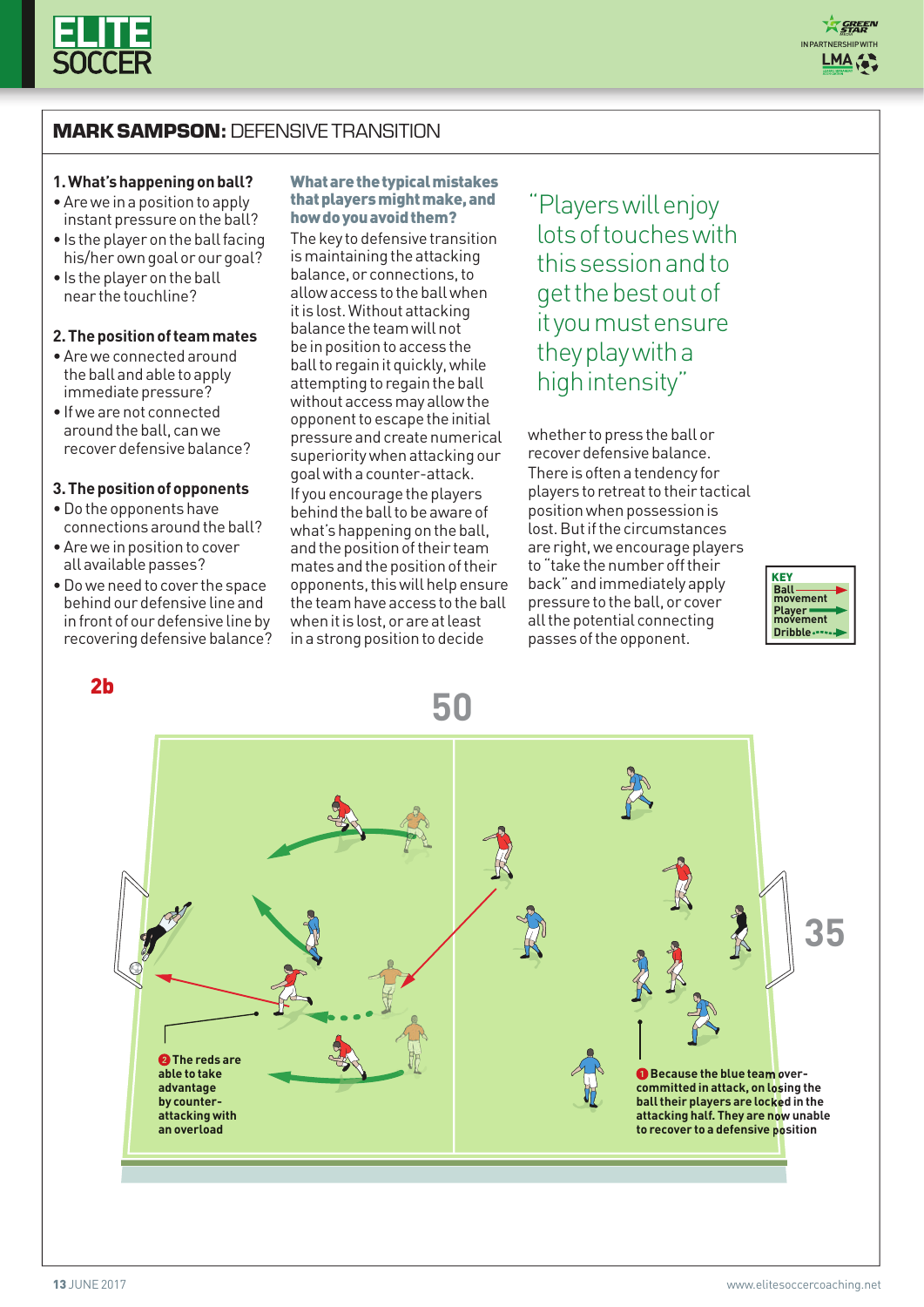## MARK SAMPSON: DEFENSIVE TRANSITION

**1. What's happening on ball?**

- Are we in a position to apply instant pressure on the ball?
- Is the player on the ball facing his/her own goal or our goal?
- Is the player on the ball near the touchline?

**2. The position of team mates**

- Are we connected around the ball and able to apply immediate pressure?
- If we are not connected around the ball, can we recover defensive balance?

**3. The position of opponents**

- Do the opponents have connections around the ball?
- Are we in position to cover all available passes?
- Do we need to cover the space behind our defensive line and in front of our defensive line by recovering defensive balance?

**What are the typical mistakes that players might make, and how do you avoid them?**

The key to defensive transition is maintaining the attacking balance, or connections, to allow access to the ball when it is lost. Without attacking balance the team will not be in position to access the ball to regain it quickly, while attempting to regain the ball without access may allow the opponent to escape the initial pressure and create numerical superiority when attacking our goal with a counter-attack.

If you encourage the players behind the ball to be aware of what's happening on the ball, and the position of their team mates and the position of their opponents, this will help ensure the team have access to the ball when it is lost, or are at least in a strong position to decide whether to press the ball or recover defensive balance.

"Players will enjoy lots of touches with this session and to get the best out of it you must ensure they play with a high intensity"

There is often a tendency for players to retreat to their tactical position when possession is lost. But if the circumstances are right, we encourage players to "take the number off their back" and immediately apply pressure to the ball, or cover all the potential connecting passes of the opponent.

KEY
Ball movement
Player movement
Dribble

2b

50

35

2 The reds are able to take advantage by counter-attacking with an overload

1 Because the blue team over-committed in attack, on losing the ball their players are locked in the attacking half. They are now unable to recover to a defensive position